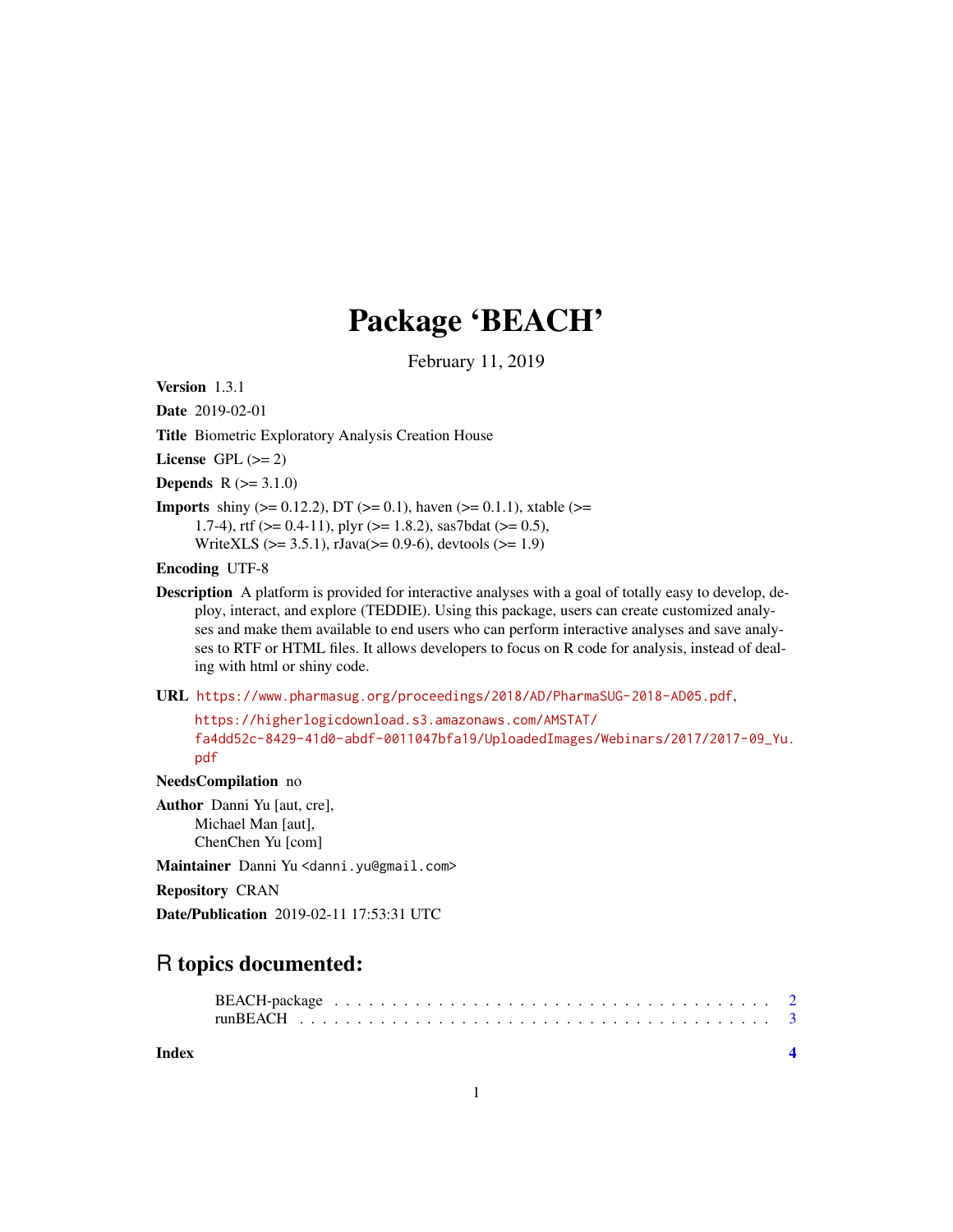# Package 'BEACH'

February 11, 2019

**Version** 1.3.1

**Date** 2019-02-01

**Title** Biometric Exploratory Analysis Creation House

**License** GPL (>= 2)

**Depends** R (>= 3.1.0)

**Imports** shiny (>= 0.12.2), DT (>= 0.1), haven (>= 0.1.1), xtable (>= 1.7-4), rtf (>= 0.4-11), plyr (>= 1.8.2), sas7bdat (>= 0.5), WriteXLS (>= 3.5.1), rJava(>= 0.9-6), devtools (>= 1.9)

**Encoding** UTF-8

**Description** A platform is provided for interactive analyses with a goal of totally easy to develop, deploy, interact, and explore (TEDDIE). Using this package, users can create customized analyses and make them available to end users who can perform interactive analyses and save analyses to RTF or HTML files. It allows developers to focus on R code for analysis, instead of dealing with html or shiny code.

**URL** https://www.pharmasug.org/proceedings/2018/AD/PharmaSUG-2018-AD05.pdf,
https://higherlogicdownload.s3.amazonaws.com/AMSTAT/fa4dd52c-8429-41d0-abdf-0011047bfa19/UploadedImages/Webinars/2017/2017-09_Yu.pdf

**NeedsCompilation** no

**Author** Danni Yu [aut, cre],
Michael Man [aut],
ChenChen Yu [com]

**Maintainer** Danni Yu <danni.yu@gmail.com>

**Repository** CRAN

**Date/Publication** 2019-02-11 17:53:31 UTC

## R topics documented:

BEACH-package . . . . . . . . . . . . . . . . . . . . . . . . . . . . . . . . . . . 2
runBEACH . . . . . . . . . . . . . . . . . . . . . . . . . . . . . . . . . . . . . 3

**Index** **4**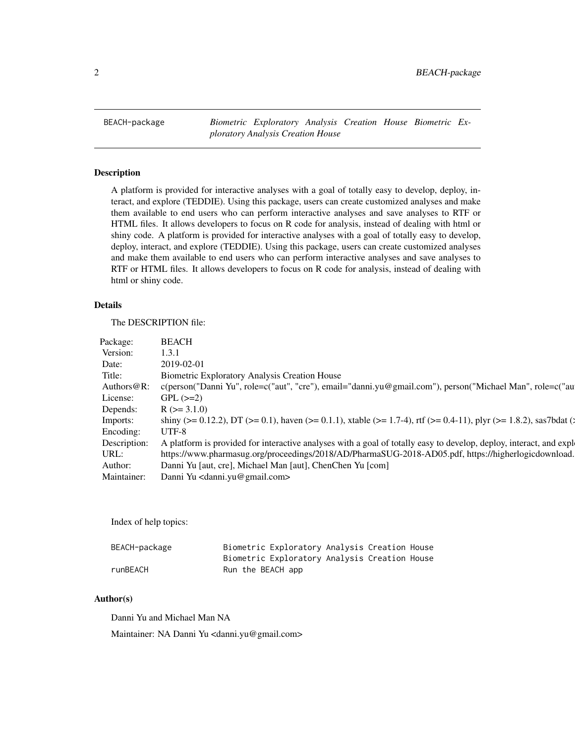BEACH-package *Biometric Exploratory Analysis Creation House Biometric Exploratory Analysis Creation House*

## Description

A platform is provided for interactive analyses with a goal of totally easy to develop, deploy, interact, and explore (TEDDIE). Using this package, users can create customized analyses and make them available to end users who can perform interactive analyses and save analyses to RTF or HTML files. It allows developers to focus on R code for analysis, instead of dealing with html or shiny code. A platform is provided for interactive analyses with a goal of totally easy to develop, deploy, interact, and explore (TEDDIE). Using this package, users can create customized analyses and make them available to end users who can perform interactive analyses and save analyses to RTF or HTML files. It allows developers to focus on R code for analysis, instead of dealing with html or shiny code.

## Details

The DESCRIPTION file:

| | |
|---|---|
| Package: | BEACH |
| Version: | 1.3.1 |
| Date: | 2019-02-01 |
| Title: | Biometric Exploratory Analysis Creation House |
| Authors@R: | c(person("Danni Yu", role=c("aut", "cre"), email="danni.yu@gmail.com"), person("Michael Man", role=c("au |
| License: | GPL (>=2) |
| Depends: | R (>= 3.1.0) |
| Imports: | shiny (>= 0.12.2), DT (>= 0.1), haven (>= 0.1.1), xtable (>= 1.7-4), rtf (>= 0.4-11), plyr (>= 1.8.2), sas7bdat (> |
| Encoding: | UTF-8 |
| Description: | A platform is provided for interactive analyses with a goal of totally easy to develop, deploy, interact, and expl |
| URL: | https://www.pharmasug.org/proceedings/2018/AD/PharmaSUG-2018-AD05.pdf, https://higherlogicdownload. |
| Author: | Danni Yu [aut, cre], Michael Man [aut], ChenChen Yu [com] |
| Maintainer: | Danni Yu <danni.yu@gmail.com> |

Index of help topics:

```
BEACH-package           Biometric Exploratory Analysis Creation House
                        Biometric Exploratory Analysis Creation House
runBEACH                Run the BEACH app
```

## Author(s)

Danni Yu and Michael Man NA

Maintainer: NA Danni Yu <danni.yu@gmail.com>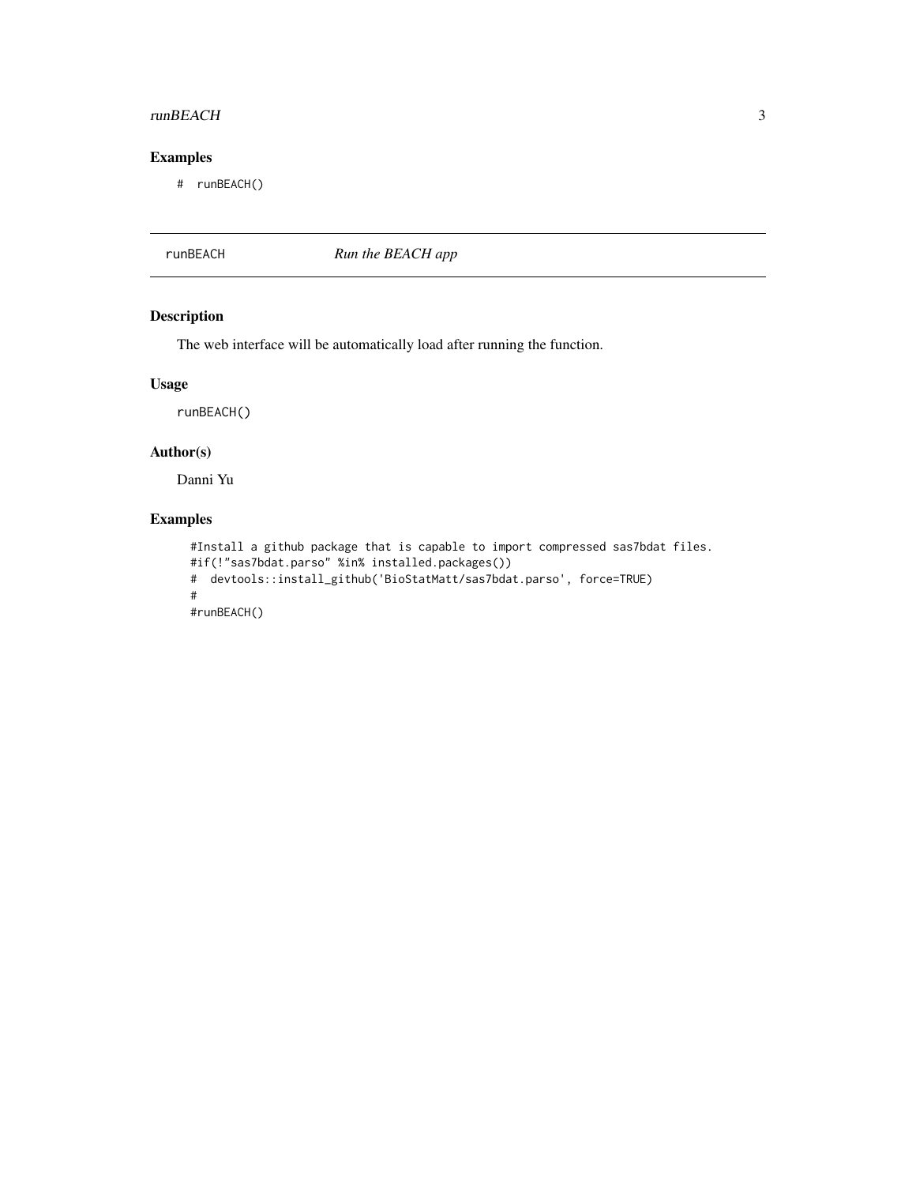## Examples

```
#  runBEACH()
```

---

runBEACH *Run the BEACH app*

---

## Description

The web interface will be automatically load after running the function.

## Usage

```
runBEACH()
```

## Author(s)

Danni Yu

## Examples

```
#Install a github package that is capable to import compressed sas7bdat files.
#if(!"sas7bdat.parso" %in% installed.packages())
#  devtools::install_github('BioStatMatt/sas7bdat.parso', force=TRUE)
#
#runBEACH()
```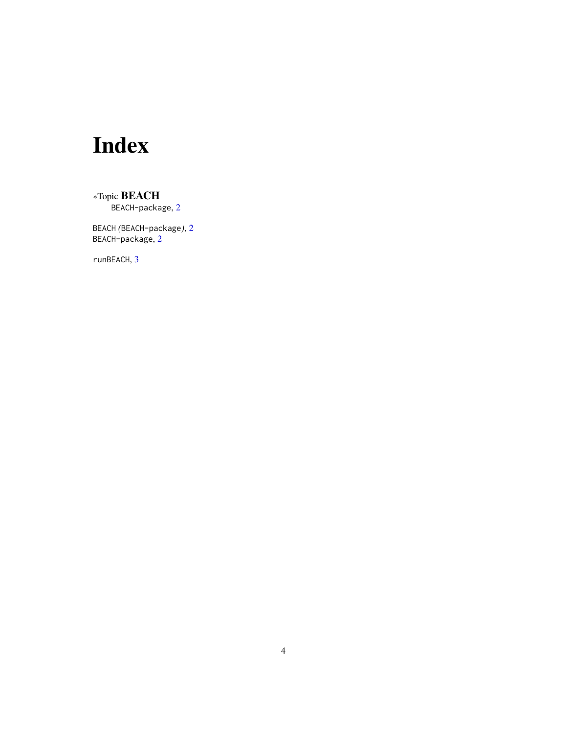# Index

*Topic **BEACH**
    BEACH-package, 2

BEACH *(*BEACH-package*)*, 2
BEACH-package, 2

runBEACH, 3